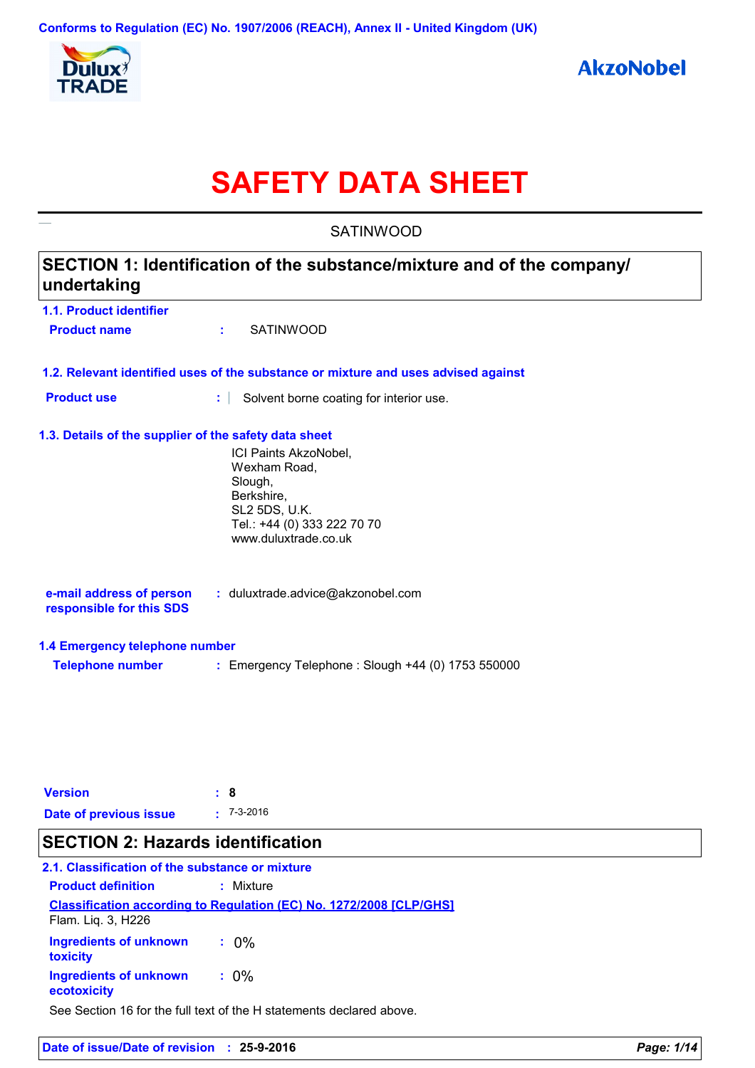Conforms to Regulation (EC) No. 1907/2006 (REACH), Annex II - United Kingdom (UK)

# SAFETY DATA SHEET

SATINWOOD

## SECTION 1: Identification of the substance/mixture and of the company/ undertaking

### 1.1. Product identifier

**Product name** : SATINWOOD

### 1.2. Relevant identified uses of the substance or mixture and uses advised against

**Product use** : Solvent borne coating for interior use.

### 1.3. Details of the supplier of the safety data sheet

ICI Paints AkzoNobel,
Wexham Road,
Slough,
Berkshire,
SL2 5DS, U.K.
Tel.: +44 (0) 333 222 70 70
www.duluxtrade.co.uk

**e-mail address of person responsible for this SDS** : duluxtrade.advice@akzonobel.com

### 1.4 Emergency telephone number

**Telephone number** : Emergency Telephone : Slough +44 (0) 1753 550000

**Version** : 8

**Date of previous issue** : 7-3-2016

## SECTION 2: Hazards identification

### 2.1. Classification of the substance or mixture

**Product definition** : Mixture

Classification according to Regulation (EC) No. 1272/2008 [CLP/GHS]

Flam. Liq. 3, H226

**Ingredients of unknown toxicity** : 0%

**Ingredients of unknown ecotoxicity** : 0%

See Section 16 for the full text of the H statements declared above.

**Date of issue/Date of revision** : 25-9-2016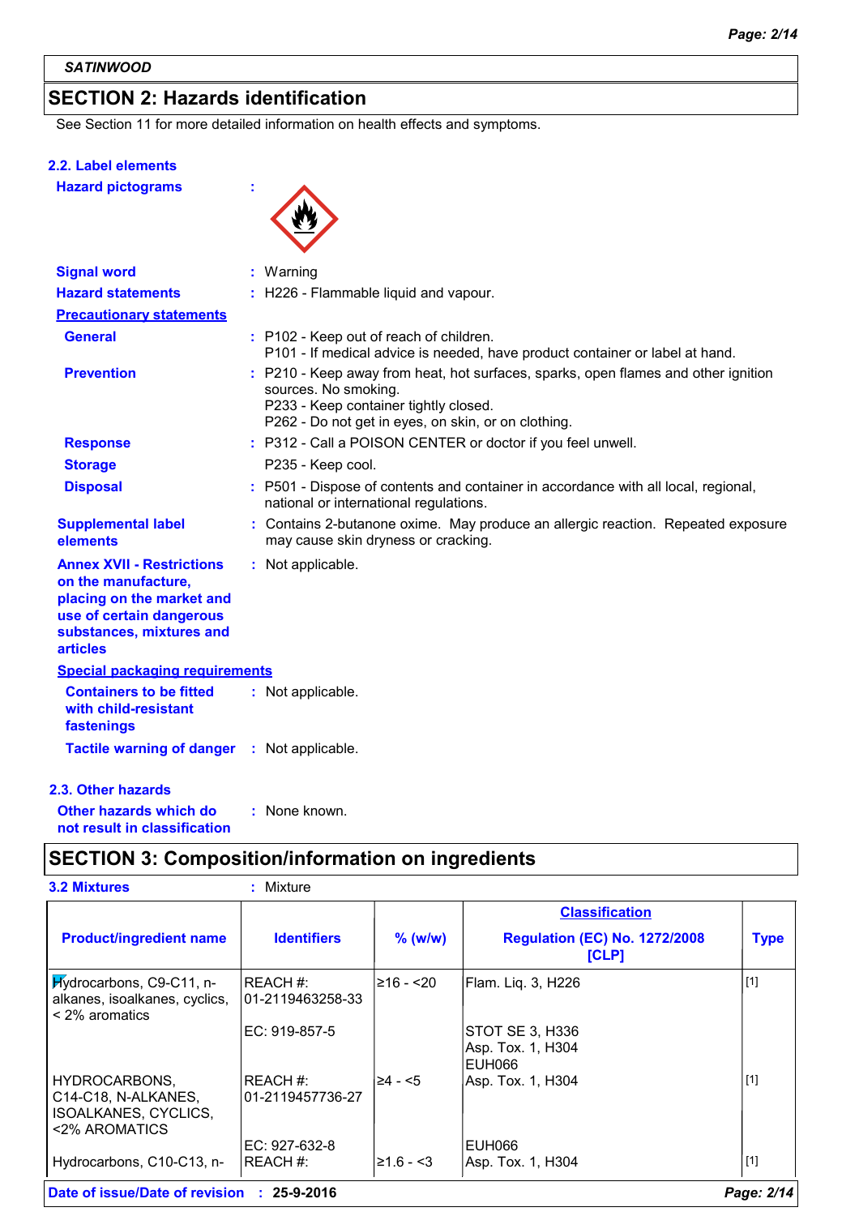SATINWOOD

## SECTION 2: Hazards identification

See Section 11 for more detailed information on health effects and symptoms.

### 2.2. Label elements

**Hazard pictograms** :

**Signal word** : Warning

**Hazard statements** : H226 - Flammable liquid and vapour.

**Precautionary statements**

**General** : P102 - Keep out of reach of children.
P101 - If medical advice is needed, have product container or label at hand.

**Prevention** : P210 - Keep away from heat, hot surfaces, sparks, open flames and other ignition sources. No smoking.
P233 - Keep container tightly closed.
P262 - Do not get in eyes, on skin, or on clothing.

**Response** : P312 - Call a POISON CENTER or doctor if you feel unwell.

**Storage** : P235 - Keep cool.

**Disposal** : P501 - Dispose of contents and container in accordance with all local, regional, national or international regulations.

**Supplemental label elements** : Contains 2-butanone oxime. May produce an allergic reaction. Repeated exposure may cause skin dryness or cracking.

**Annex XVII - Restrictions on the manufacture, placing on the market and use of certain dangerous substances, mixtures and articles** : Not applicable.

**Special packaging requirements**

**Containers to be fitted with child-resistant fastenings** : Not applicable.

**Tactile warning of danger** : Not applicable.

### 2.3. Other hazards

**Other hazards which do not result in classification** : None known.

## SECTION 3: Composition/information on ingredients

**3.2 Mixtures** : Mixture

| Product/ingredient name | Identifiers | % (w/w) | Classification Regulation (EC) No. 1272/2008 [CLP] | Type |
|---|---|---|---|---|
| Hydrocarbons, C9-C11, n-alkanes, isoalkanes, cyclics, < 2% aromatics | REACH #: 01-2119463258-33<br>EC: 919-857-5 | ≥16 - <20 | Flam. Liq. 3, H226<br>STOT SE 3, H336<br>Asp. Tox. 1, H304<br>EUH066 | [1] |
| HYDROCARBONS, C14-C18, N-ALKANES, ISOALKANES, CYCLICS, <2% AROMATICS | REACH #: 01-2119457736-27<br>EC: 927-632-8 | ≥4 - <5 | Asp. Tox. 1, H304<br>EUH066 | [1] |
| Hydrocarbons, C10-C13, n- | REACH #: | ≥1.6 - <3 | Asp. Tox. 1, H304 | [1] |

**Date of issue/Date of revision** : **25-9-2016**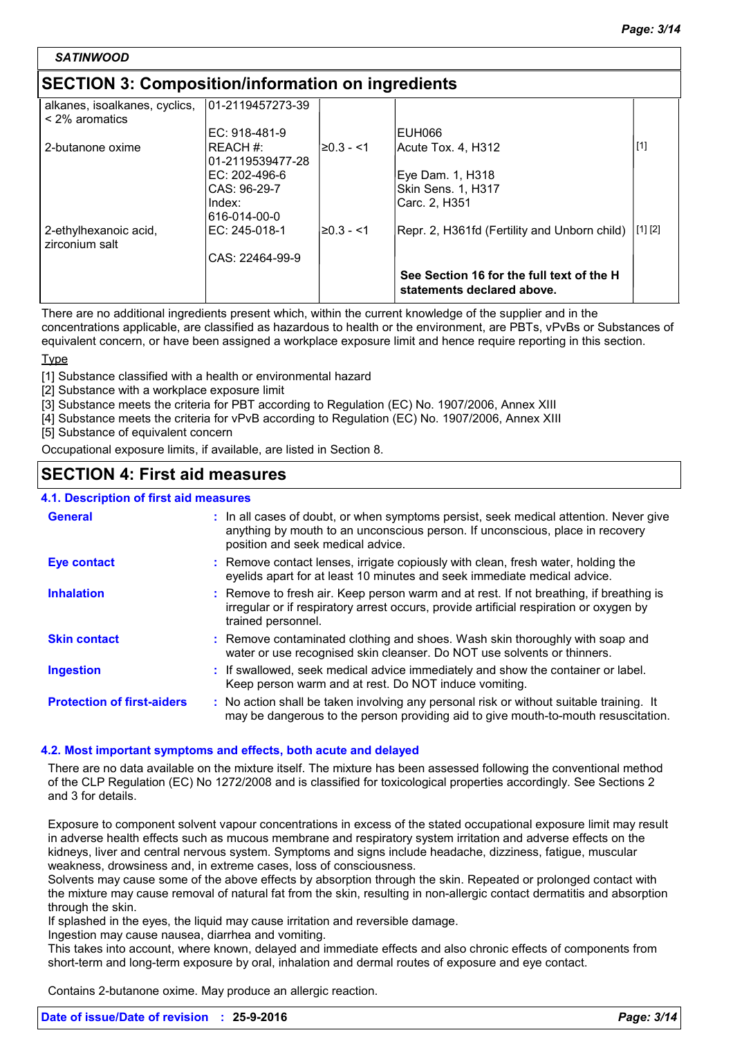## SECTION 3: Composition/information on ingredients

| | | | | |
|---|---|---|---|---|
| alkanes, isoalkanes, cyclics, < 2% aromatics | 01-2119457273-39<br>EC: 918-481-9 | | EUH066 | |
| 2-butanone oxime | REACH #: 01-2119539477-28<br>EC: 202-496-6<br>CAS: 96-29-7<br>Index: 616-014-00-0 | ≥0.3 - <1 | Acute Tox. 4, H312<br>Eye Dam. 1, H318<br>Skin Sens. 1, H317<br>Carc. 2, H351 | [1] |
| 2-ethylhexanoic acid, zirconium salt | EC: 245-018-1<br>CAS: 22464-99-9 | ≥0.3 - <1 | Repr. 2, H361fd (Fertility and Unborn child) | [1] [2] |
| | | | **See Section 16 for the full text of the H statements declared above.** | |

There are no additional ingredients present which, within the current knowledge of the supplier and in the concentrations applicable, are classified as hazardous to health or the environment, are PBTs, vPvBs or Substances of equivalent concern, or have been assigned a workplace exposure limit and hence require reporting in this section.

Type

[1] Substance classified with a health or environmental hazard
[2] Substance with a workplace exposure limit
[3] Substance meets the criteria for PBT according to Regulation (EC) No. 1907/2006, Annex XIII
[4] Substance meets the criteria for vPvB according to Regulation (EC) No. 1907/2006, Annex XIII
[5] Substance of equivalent concern

Occupational exposure limits, if available, are listed in Section 8.

## SECTION 4: First aid measures

### 4.1. Description of first aid measures

**General** : In all cases of doubt, or when symptoms persist, seek medical attention. Never give anything by mouth to an unconscious person. If unconscious, place in recovery position and seek medical advice.

**Eye contact** : Remove contact lenses, irrigate copiously with clean, fresh water, holding the eyelids apart for at least 10 minutes and seek immediate medical advice.

**Inhalation** : Remove to fresh air. Keep person warm and at rest. If not breathing, if breathing is irregular or if respiratory arrest occurs, provide artificial respiration or oxygen by trained personnel.

**Skin contact** : Remove contaminated clothing and shoes. Wash skin thoroughly with soap and water or use recognised skin cleanser. Do NOT use solvents or thinners.

**Ingestion** : If swallowed, seek medical advice immediately and show the container or label. Keep person warm and at rest. Do NOT induce vomiting.

**Protection of first-aiders** : No action shall be taken involving any personal risk or without suitable training. It may be dangerous to the person providing aid to give mouth-to-mouth resuscitation.

### 4.2. Most important symptoms and effects, both acute and delayed

There are no data available on the mixture itself. The mixture has been assessed following the conventional method of the CLP Regulation (EC) No 1272/2008 and is classified for toxicological properties accordingly. See Sections 2 and 3 for details.

Exposure to component solvent vapour concentrations in excess of the stated occupational exposure limit may result in adverse health effects such as mucous membrane and respiratory system irritation and adverse effects on the kidneys, liver and central nervous system. Symptoms and signs include headache, dizziness, fatigue, muscular weakness, drowsiness and, in extreme cases, loss of consciousness.
Solvents may cause some of the above effects by absorption through the skin. Repeated or prolonged contact with the mixture may cause removal of natural fat from the skin, resulting in non-allergic contact dermatitis and absorption through the skin.
If splashed in the eyes, the liquid may cause irritation and reversible damage.
Ingestion may cause nausea, diarrhea and vomiting.
This takes into account, where known, delayed and immediate effects and also chronic effects of components from short-term and long-term exposure by oral, inhalation and dermal routes of exposure and eye contact.

Contains 2-butanone oxime. May produce an allergic reaction.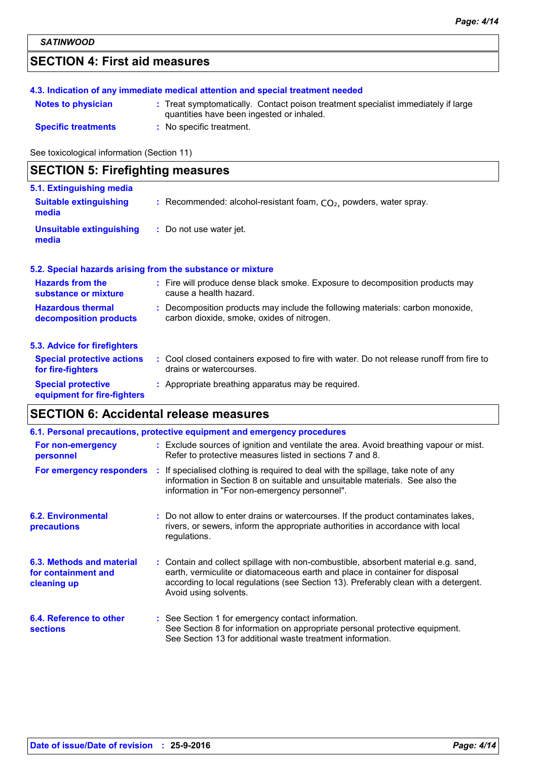## SECTION 4: First aid measures

### 4.3. Indication of any immediate medical attention and special treatment needed

**Notes to physician** : Treat symptomatically. Contact poison treatment specialist immediately if large quantities have been ingested or inhaled.

**Specific treatments** : No specific treatment.

See toxicological information (Section 11)

## SECTION 5: Firefighting measures

### 5.1. Extinguishing media

**Suitable extinguishing media** : Recommended: alcohol-resistant foam, $CO_2$, powders, water spray.

**Unsuitable extinguishing media** : Do not use water jet.

### 5.2. Special hazards arising from the substance or mixture

**Hazards from the substance or mixture** : Fire will produce dense black smoke. Exposure to decomposition products may cause a health hazard.

**Hazardous thermal decomposition products** : Decomposition products may include the following materials: carbon monoxide, carbon dioxide, smoke, oxides of nitrogen.

### 5.3. Advice for firefighters

**Special protective actions for fire-fighters** : Cool closed containers exposed to fire with water. Do not release runoff from fire to drains or watercourses.

**Special protective equipment for fire-fighters** : Appropriate breathing apparatus may be required.

## SECTION 6: Accidental release measures

### 6.1. Personal precautions, protective equipment and emergency procedures

**For non-emergency personnel** : Exclude sources of ignition and ventilate the area. Avoid breathing vapour or mist. Refer to protective measures listed in sections 7 and 8.

**For emergency responders** : If specialised clothing is required to deal with the spillage, take note of any information in Section 8 on suitable and unsuitable materials. See also the information in "For non-emergency personnel".

### 6.2. Environmental precautions

: Do not allow to enter drains or watercourses. If the product contaminates lakes, rivers, or sewers, inform the appropriate authorities in accordance with local regulations.

### 6.3. Methods and material for containment and cleaning up

: Contain and collect spillage with non-combustible, absorbent material e.g. sand, earth, vermiculite or diatomaceous earth and place in container for disposal according to local regulations (see Section 13). Preferably clean with a detergent. Avoid using solvents.

### 6.4. Reference to other sections

: See Section 1 for emergency contact information.
See Section 8 for information on appropriate personal protective equipment.
See Section 13 for additional waste treatment information.

**Date of issue/Date of revision** : **25-9-2016**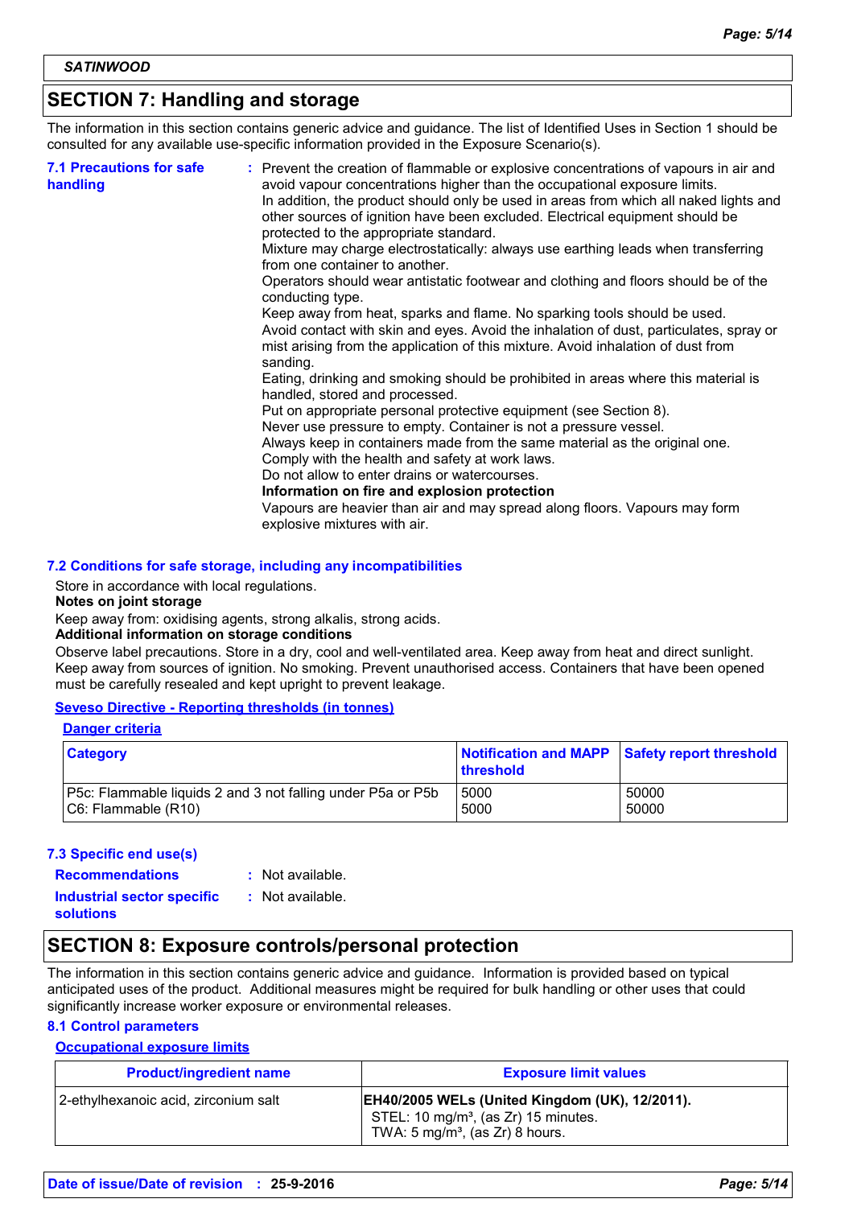**SATINWOOD**

## SECTION 7: Handling and storage

The information in this section contains generic advice and guidance. The list of Identified Uses in Section 1 should be consulted for any available use-specific information provided in the Exposure Scenario(s).

**7.1 Precautions for safe handling** : Prevent the creation of flammable or explosive concentrations of vapours in air and avoid vapour concentrations higher than the occupational exposure limits.
In addition, the product should only be used in areas from which all naked lights and other sources of ignition have been excluded. Electrical equipment should be protected to the appropriate standard.
Mixture may charge electrostatically: always use earthing leads when transferring from one container to another.
Operators should wear antistatic footwear and clothing and floors should be of the conducting type.
Keep away from heat, sparks and flame. No sparking tools should be used.
Avoid contact with skin and eyes. Avoid the inhalation of dust, particulates, spray or mist arising from the application of this mixture. Avoid inhalation of dust from sanding.
Eating, drinking and smoking should be prohibited in areas where this material is handled, stored and processed.
Put on appropriate personal protective equipment (see Section 8).
Never use pressure to empty. Container is not a pressure vessel.
Always keep in containers made from the same material as the original one.
Comply with the health and safety at work laws.
Do not allow to enter drains or watercourses.
**Information on fire and explosion protection**
Vapours are heavier than air and may spread along floors. Vapours may form explosive mixtures with air.

### 7.2 Conditions for safe storage, including any incompatibilities

Store in accordance with local regulations.

**Notes on joint storage**

Keep away from: oxidising agents, strong alkalis, strong acids.

**Additional information on storage conditions**

Observe label precautions. Store in a dry, cool and well-ventilated area. Keep away from heat and direct sunlight. Keep away from sources of ignition. No smoking. Prevent unauthorised access. Containers that have been opened must be carefully resealed and kept upright to prevent leakage.

**Seveso Directive - Reporting thresholds (in tonnes)**

**Danger criteria**

| Category | Notification and MAPP threshold | Safety report threshold |
| --- | --- | --- |
| P5c: Flammable liquids 2 and 3 not falling under P5a or P5b | 5000 | 50000 |
| C6: Flammable (R10) | 5000 | 50000 |

### 7.3 Specific end use(s)

**Recommendations** : Not available.

**Industrial sector specific solutions** : Not available.

## SECTION 8: Exposure controls/personal protection

The information in this section contains generic advice and guidance. Information is provided based on typical anticipated uses of the product. Additional measures might be required for bulk handling or other uses that could significantly increase worker exposure or environmental releases.

### 8.1 Control parameters

**Occupational exposure limits**

| Product/ingredient name | Exposure limit values |
| --- | --- |
| 2-ethylhexanoic acid, zirconium salt | **EH40/2005 WELs (United Kingdom (UK), 12/2011).**<br>STEL: 10 mg/m³, (as Zr) 15 minutes.<br>TWA: 5 mg/m³, (as Zr) 8 hours. |

**Date of issue/Date of revision** : **25-9-2016**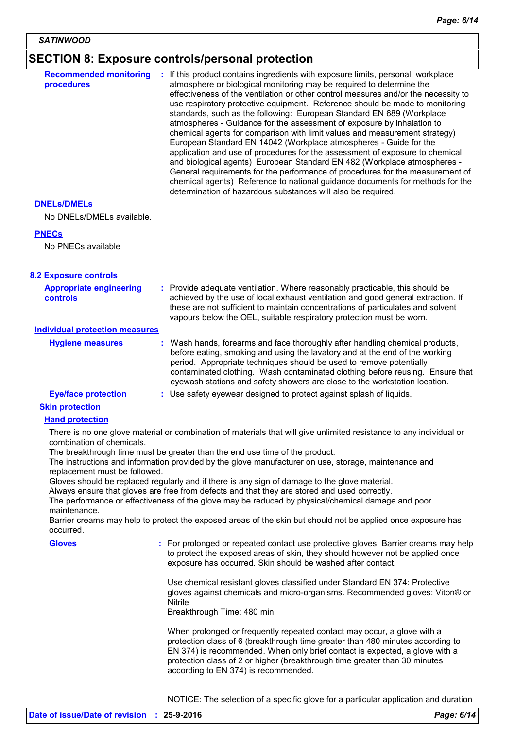SATINWOOD

## SECTION 8: Exposure controls/personal protection

**Recommended monitoring procedures** : If this product contains ingredients with exposure limits, personal, workplace atmosphere or biological monitoring may be required to determine the effectiveness of the ventilation or other control measures and/or the necessity to use respiratory protective equipment. Reference should be made to monitoring standards, such as the following: European Standard EN 689 (Workplace atmospheres - Guidance for the assessment of exposure by inhalation to chemical agents for comparison with limit values and measurement strategy) European Standard EN 14042 (Workplace atmospheres - Guide for the application and use of procedures for the assessment of exposure to chemical and biological agents) European Standard EN 482 (Workplace atmospheres - General requirements for the performance of procedures for the measurement of chemical agents) Reference to national guidance documents for methods for the determination of hazardous substances will also be required.

**DNELs/DMELs**

No DNELs/DMELs available.

**PNECs**

No PNECs available

### 8.2 Exposure controls

**Appropriate engineering controls** : Provide adequate ventilation. Where reasonably practicable, this should be achieved by the use of local exhaust ventilation and good general extraction. If these are not sufficient to maintain concentrations of particulates and solvent vapours below the OEL, suitable respiratory protection must be worn.

**Individual protection measures**

**Hygiene measures** : Wash hands, forearms and face thoroughly after handling chemical products, before eating, smoking and using the lavatory and at the end of the working period. Appropriate techniques should be used to remove potentially contaminated clothing. Wash contaminated clothing before reusing. Ensure that eyewash stations and safety showers are close to the workstation location.

**Eye/face protection** : Use safety eyewear designed to protect against splash of liquids.

**Skin protection**

**Hand protection**

There is no one glove material or combination of materials that will give unlimited resistance to any individual or combination of chemicals.
The breakthrough time must be greater than the end use time of the product.
The instructions and information provided by the glove manufacturer on use, storage, maintenance and replacement must be followed.
Gloves should be replaced regularly and if there is any sign of damage to the glove material.
Always ensure that gloves are free from defects and that they are stored and used correctly.
The performance or effectiveness of the glove may be reduced by physical/chemical damage and poor maintenance.
Barrier creams may help to protect the exposed areas of the skin but should not be applied once exposure has occurred.

**Gloves** : For prolonged or repeated contact use protective gloves. Barrier creams may help to protect the exposed areas of skin, they should however not be applied once exposure has occurred. Skin should be washed after contact.

Use chemical resistant gloves classified under Standard EN 374: Protective gloves against chemicals and micro-organisms. Recommended gloves: Viton® or Nitrile
Breakthrough Time: 480 min

When prolonged or frequently repeated contact may occur, a glove with a protection class of 6 (breakthrough time greater than 480 minutes according to EN 374) is recommended. When only brief contact is expected, a glove with a protection class of 2 or higher (breakthrough time greater than 30 minutes according to EN 374) is recommended.

NOTICE: The selection of a specific glove for a particular application and duration

**Date of issue/Date of revision** : **25-9-2016**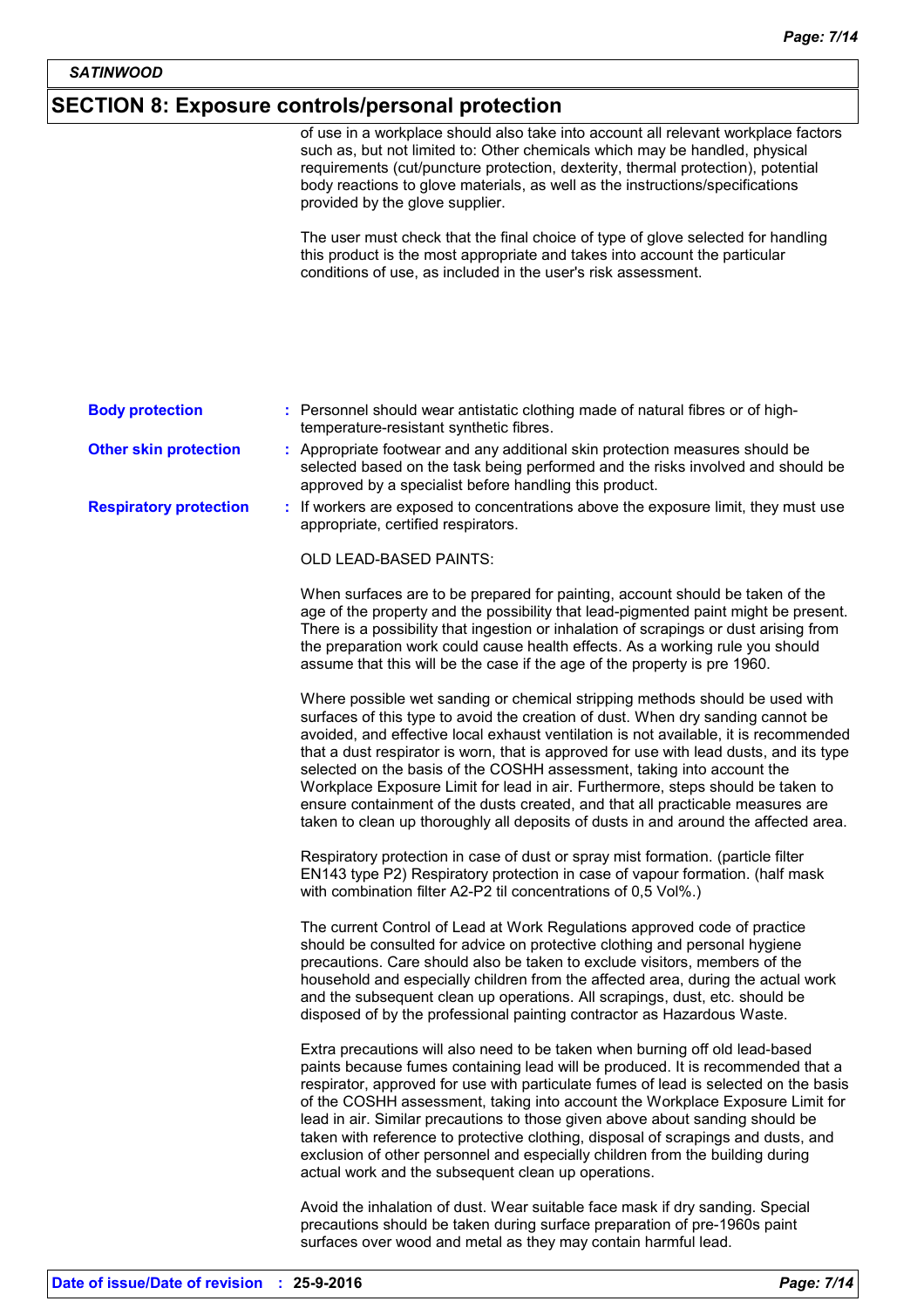## SECTION 8: Exposure controls/personal protection

of use in a workplace should also take into account all relevant workplace factors such as, but not limited to: Other chemicals which may be handled, physical requirements (cut/puncture protection, dexterity, thermal protection), potential body reactions to glove materials, as well as the instructions/specifications provided by the glove supplier.

The user must check that the final choice of type of glove selected for handling this product is the most appropriate and takes into account the particular conditions of use, as included in the user's risk assessment.

**Body protection** : Personnel should wear antistatic clothing made of natural fibres or of high-temperature-resistant synthetic fibres.

**Other skin protection** : Appropriate footwear and any additional skin protection measures should be selected based on the task being performed and the risks involved and should be approved by a specialist before handling this product.

**Respiratory protection** : If workers are exposed to concentrations above the exposure limit, they must use appropriate, certified respirators.

OLD LEAD-BASED PAINTS:

When surfaces are to be prepared for painting, account should be taken of the age of the property and the possibility that lead-pigmented paint might be present. There is a possibility that ingestion or inhalation of scrapings or dust arising from the preparation work could cause health effects. As a working rule you should assume that this will be the case if the age of the property is pre 1960.

Where possible wet sanding or chemical stripping methods should be used with surfaces of this type to avoid the creation of dust. When dry sanding cannot be avoided, and effective local exhaust ventilation is not available, it is recommended that a dust respirator is worn, that is approved for use with lead dusts, and its type selected on the basis of the COSHH assessment, taking into account the Workplace Exposure Limit for lead in air. Furthermore, steps should be taken to ensure containment of the dusts created, and that all practicable measures are taken to clean up thoroughly all deposits of dusts in and around the affected area.

Respiratory protection in case of dust or spray mist formation. (particle filter EN143 type P2) Respiratory protection in case of vapour formation. (half mask with combination filter A2-P2 til concentrations of 0,5 Vol%.)

The current Control of Lead at Work Regulations approved code of practice should be consulted for advice on protective clothing and personal hygiene precautions. Care should also be taken to exclude visitors, members of the household and especially children from the affected area, during the actual work and the subsequent clean up operations. All scrapings, dust, etc. should be disposed of by the professional painting contractor as Hazardous Waste.

Extra precautions will also need to be taken when burning off old lead-based paints because fumes containing lead will be produced. It is recommended that a respirator, approved for use with particulate fumes of lead is selected on the basis of the COSHH assessment, taking into account the Workplace Exposure Limit for lead in air. Similar precautions to those given above about sanding should be taken with reference to protective clothing, disposal of scrapings and dusts, and exclusion of other personnel and especially children from the building during actual work and the subsequent clean up operations.

Avoid the inhalation of dust. Wear suitable face mask if dry sanding. Special precautions should be taken during surface preparation of pre-1960s paint surfaces over wood and metal as they may contain harmful lead.

**Date of issue/Date of revision** : **25-9-2016**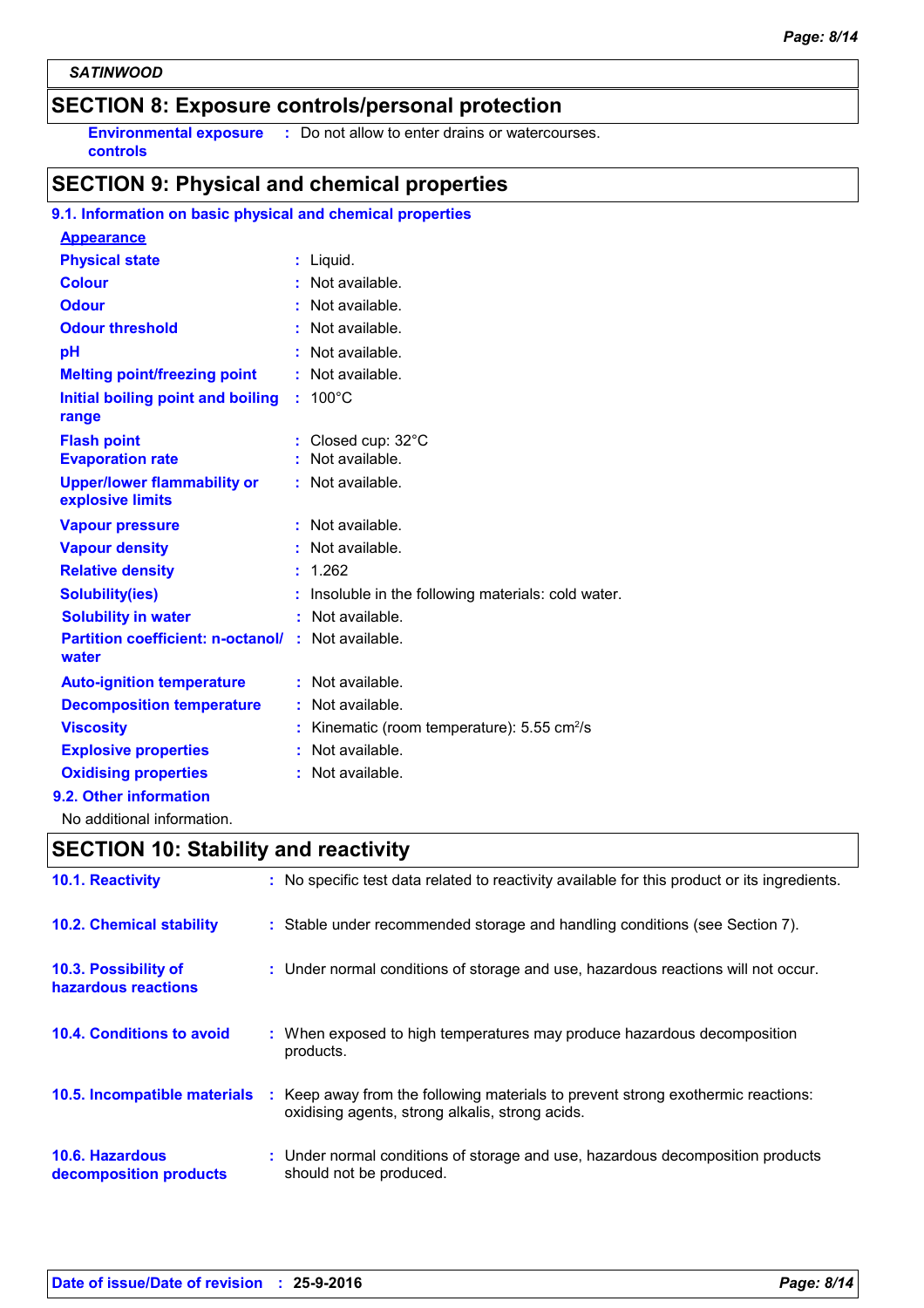SATINWOOD

## SECTION 8: Exposure controls/personal protection

**Environmental exposure controls** : Do not allow to enter drains or watercourses.

## SECTION 9: Physical and chemical properties

### 9.1. Information on basic physical and chemical properties

**Appearance**

| Property | Value |
|---|---|
| **Physical state** | Liquid. |
| **Colour** | Not available. |
| **Odour** | Not available. |
| **Odour threshold** | Not available. |
| **pH** | Not available. |
| **Melting point/freezing point** | Not available. |
| **Initial boiling point and boiling range** | 100°C |
| **Flash point** | Closed cup: 32°C |
| **Evaporation rate** | Not available. |
| **Upper/lower flammability or explosive limits** | Not available. |
| **Vapour pressure** | Not available. |
| **Vapour density** | Not available. |
| **Relative density** | 1.262 |
| **Solubility(ies)** | Insoluble in the following materials: cold water. |
| **Solubility in water** | Not available. |
| **Partition coefficient: n-octanol/ water** | Not available. |
| **Auto-ignition temperature** | Not available. |
| **Decomposition temperature** | Not available. |
| **Viscosity** | Kinematic (room temperature): 5.55 $cm^2/s$ |
| **Explosive properties** | Not available. |
| **Oxidising properties** | Not available. |

### 9.2. Other information

No additional information.

## SECTION 10: Stability and reactivity

**10.1. Reactivity** : No specific test data related to reactivity available for this product or its ingredients.

**10.2. Chemical stability** : Stable under recommended storage and handling conditions (see Section 7).

**10.3. Possibility of hazardous reactions** : Under normal conditions of storage and use, hazardous reactions will not occur.

**10.4. Conditions to avoid** : When exposed to high temperatures may produce hazardous decomposition products.

**10.5. Incompatible materials** : Keep away from the following materials to prevent strong exothermic reactions: oxidising agents, strong alkalis, strong acids.

**10.6. Hazardous decomposition products** : Under normal conditions of storage and use, hazardous decomposition products should not be produced.

**Date of issue/Date of revision** : **25-9-2016**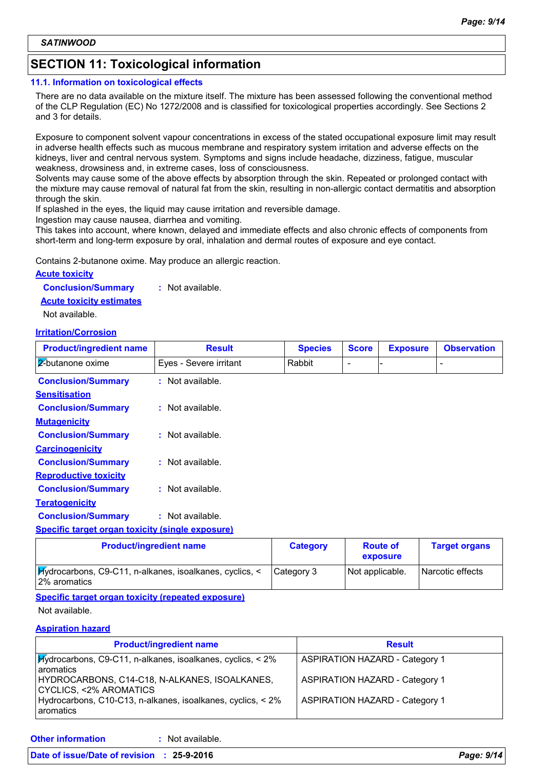**SATINWOOD**

# SECTION 11: Toxicological information

## 11.1. Information on toxicological effects

There are no data available on the mixture itself. The mixture has been assessed following the conventional method of the CLP Regulation (EC) No 1272/2008 and is classified for toxicological properties accordingly. See Sections 2 and 3 for details.

Exposure to component solvent vapour concentrations in excess of the stated occupational exposure limit may result in adverse health effects such as mucous membrane and respiratory system irritation and adverse effects on the kidneys, liver and central nervous system. Symptoms and signs include headache, dizziness, fatigue, muscular weakness, drowsiness and, in extreme cases, loss of consciousness.
Solvents may cause some of the above effects by absorption through the skin. Repeated or prolonged contact with the mixture may cause removal of natural fat from the skin, resulting in non-allergic contact dermatitis and absorption through the skin.
If splashed in the eyes, the liquid may cause irritation and reversible damage.
Ingestion may cause nausea, diarrhea and vomiting.
This takes into account, where known, delayed and immediate effects and also chronic effects of components from short-term and long-term exposure by oral, inhalation and dermal routes of exposure and eye contact.

Contains 2-butanone oxime. May produce an allergic reaction.

**Acute toxicity**

**Conclusion/Summary** : Not available.

**Acute toxicity estimates**

Not available.

**Irritation/Corrosion**

| Product/ingredient name | Result | Species | Score | Exposure | Observation |
|---|---|---|---|---|---|
| 2-butanone oxime | Eyes - Severe irritant | Rabbit | - | - | - |

**Conclusion/Summary** : Not available.

**Sensitisation**

**Conclusion/Summary** : Not available.

**Mutagenicity**

**Conclusion/Summary** : Not available.

**Carcinogenicity**

**Conclusion/Summary** : Not available.

**Reproductive toxicity**

**Conclusion/Summary** : Not available.

**Teratogenicity**

**Conclusion/Summary** : Not available.

**Specific target organ toxicity (single exposure)**

| Product/ingredient name | Category | Route of exposure | Target organs |
|---|---|---|---|
| Hydrocarbons, C9-C11, n-alkanes, isoalkanes, cyclics, < 2% aromatics | Category 3 | Not applicable. | Narcotic effects |

**Specific target organ toxicity (repeated exposure)**

Not available.

**Aspiration hazard**

| Product/ingredient name | Result |
|---|---|
| Hydrocarbons, C9-C11, n-alkanes, isoalkanes, cyclics, < 2% aromatics | ASPIRATION HAZARD - Category 1 |
| HYDROCARBONS, C14-C18, N-ALKANES, ISOALKANES, CYCLICS, <2% AROMATICS | ASPIRATION HAZARD - Category 1 |
| Hydrocarbons, C10-C13, n-alkanes, isoalkanes, cyclics, < 2% aromatics | ASPIRATION HAZARD - Category 1 |

**Other information** : Not available.

**Date of issue/Date of revision** : **25-9-2016**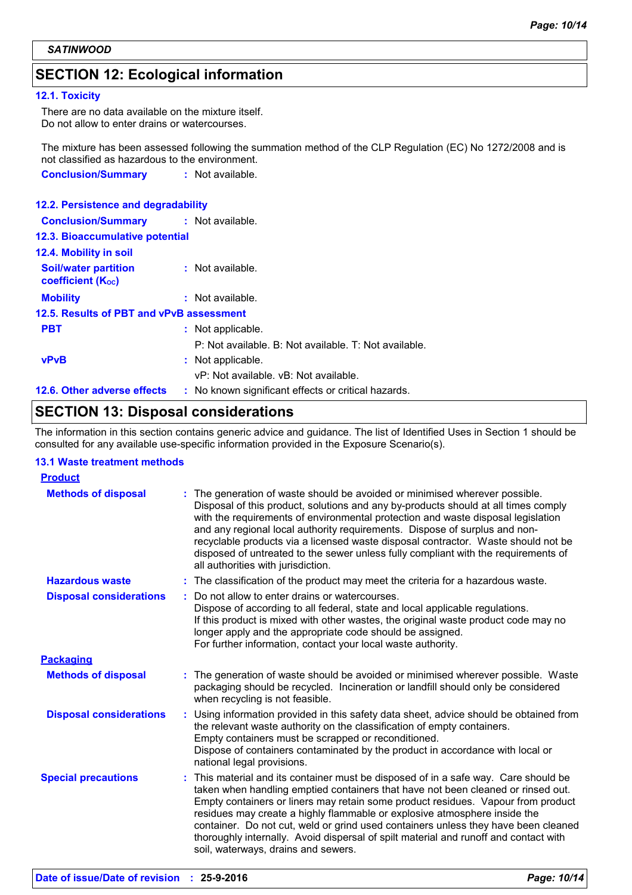SATINWOOD

## SECTION 12: Ecological information

### 12.1. Toxicity

There are no data available on the mixture itself.
Do not allow to enter drains or watercourses.

The mixture has been assessed following the summation method of the CLP Regulation (EC) No 1272/2008 and is not classified as hazardous to the environment.

**Conclusion/Summary** : Not available.

### 12.2. Persistence and degradability

**Conclusion/Summary** : Not available.

### 12.3. Bioaccumulative potential

### 12.4. Mobility in soil

**Soil/water partition coefficient ($K_{OC}$)** : Not available.

**Mobility** : Not available.

### 12.5. Results of PBT and vPvB assessment

**PBT** : Not applicable.
P: Not available. B: Not available. T: Not available.

**vPvB** : Not applicable.
vP: Not available. vB: Not available.

### 12.6. Other adverse effects : No known significant effects or critical hazards.

## SECTION 13: Disposal considerations

The information in this section contains generic advice and guidance. The list of Identified Uses in Section 1 should be consulted for any available use-specific information provided in the Exposure Scenario(s).

### 13.1 Waste treatment methods

**Product**

**Methods of disposal** : The generation of waste should be avoided or minimised wherever possible. Disposal of this product, solutions and any by-products should at all times comply with the requirements of environmental protection and waste disposal legislation and any regional local authority requirements. Dispose of surplus and non-recyclable products via a licensed waste disposal contractor. Waste should not be disposed of untreated to the sewer unless fully compliant with the requirements of all authorities with jurisdiction.

**Hazardous waste** : The classification of the product may meet the criteria for a hazardous waste.

**Disposal considerations** : Do not allow to enter drains or watercourses.
Dispose of according to all federal, state and local applicable regulations.
If this product is mixed with other wastes, the original waste product code may no longer apply and the appropriate code should be assigned.
For further information, contact your local waste authority.

**Packaging**

**Methods of disposal** : The generation of waste should be avoided or minimised wherever possible. Waste packaging should be recycled. Incineration or landfill should only be considered when recycling is not feasible.

**Disposal considerations** : Using information provided in this safety data sheet, advice should be obtained from the relevant waste authority on the classification of empty containers.
Empty containers must be scrapped or reconditioned.
Dispose of containers contaminated by the product in accordance with local or national legal provisions.

**Special precautions** : This material and its container must be disposed of in a safe way. Care should be taken when handling emptied containers that have not been cleaned or rinsed out. Empty containers or liners may retain some product residues. Vapour from product residues may create a highly flammable or explosive atmosphere inside the container. Do not cut, weld or grind used containers unless they have been cleaned thoroughly internally. Avoid dispersal of spilt material and runoff and contact with soil, waterways, drains and sewers.

**Date of issue/Date of revision** : **25-9-2016**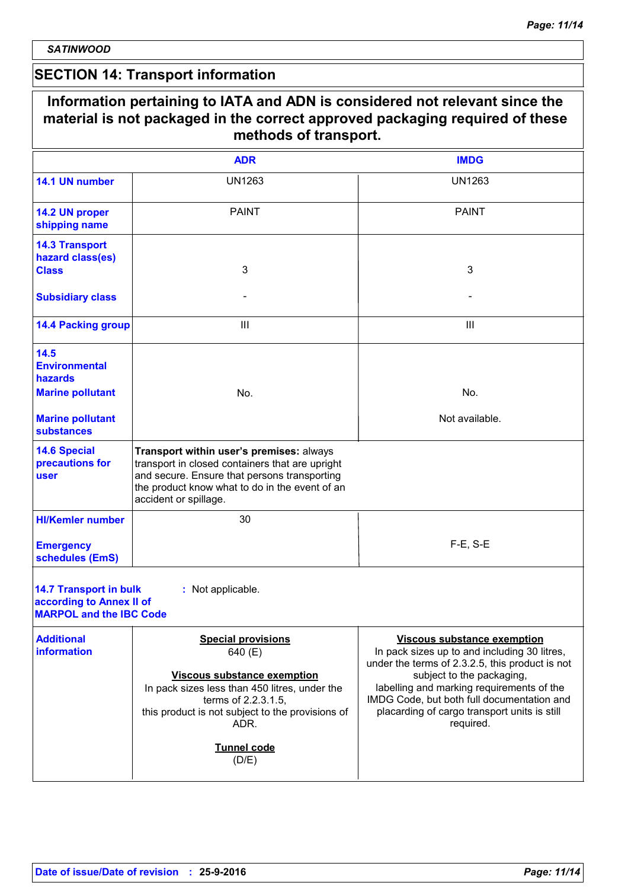SATINWOOD

## SECTION 14: Transport information

**Information pertaining to IATA and ADN is considered not relevant since the material is not packaged in the correct approved packaging required of these methods of transport.**

| | ADR | IMDG |
|---|---|---|
| **14.1 UN number** | UN1263 | UN1263 |
| **14.2 UN proper shipping name** | PAINT | PAINT |
| **14.3 Transport hazard class(es)** Class | 3 | 3 |
| Subsidiary class | - | - |
| **14.4 Packing group** | III | III |
| **14.5 Environmental hazards** Marine pollutant | No. | No. |
| Marine pollutant substances | | Not available. |
| **14.6 Special precautions for user** | **Transport within user's premises:** always transport in closed containers that are upright and secure. Ensure that persons transporting the product know what to do in the event of an accident or spillage. | |
| **HI/Kemler number** | 30 | |
| **Emergency schedules (EmS)** | | F-E, S-E |

**14.7 Transport in bulk according to Annex II of MARPOL and the IBC Code** : Not applicable.

| | ADR | IMDG |
|---|---|---|
| **Additional information** | **Special provisions** 640 (E)<br><br>**Viscous substance exemption** In pack sizes less than 450 litres, under the terms of 2.2.3.1.5, this product is not subject to the provisions of ADR.<br><br>**Tunnel code** (D/E) | **Viscous substance exemption** In pack sizes up to and including 30 litres, under the terms of 2.3.2.5, this product is not subject to the packaging, labelling and marking requirements of the IMDG Code, but both full documentation and placarding of cargo transport units is still required. |

**Date of issue/Date of revision** : **25-9-2016**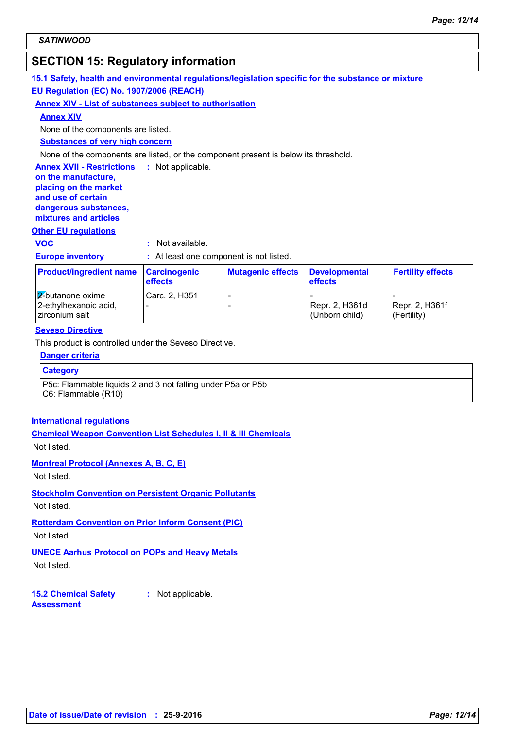**SATINWOOD**

## SECTION 15: Regulatory information

### 15.1 Safety, health and environmental regulations/legislation specific for the substance or mixture

**EU Regulation (EC) No. 1907/2006 (REACH)**

**Annex XIV - List of substances subject to authorisation**

**Annex XIV**

None of the components are listed.

**Substances of very high concern**

None of the components are listed, or the component present is below its threshold.

**Annex XVII - Restrictions on the manufacture, placing on the market and use of certain dangerous substances, mixtures and articles** : Not applicable.

**Other EU regulations**

**VOC** : Not available.

**Europe inventory** : At least one component is not listed.

| Product/ingredient name | Carcinogenic effects | Mutagenic effects | Developmental effects | Fertility effects |
|---|---|---|---|---|
| 2-butanone oxime | Carc. 2, H351 | - | - | - |
| 2-ethylhexanoic acid, zirconium salt | - | - | Repr. 2, H361d (Unborn child) | Repr. 2, H361f (Fertility) |

**Seveso Directive**

This product is controlled under the Seveso Directive.

**Danger criteria**

| Category |
|---|
| P5c: Flammable liquids 2 and 3 not falling under P5a or P5b<br>C6: Flammable (R10) |

**International regulations**

**Chemical Weapon Convention List Schedules I, II & III Chemicals**

Not listed.

**Montreal Protocol (Annexes A, B, C, E)**

Not listed.

**Stockholm Convention on Persistent Organic Pollutants**

Not listed.

**Rotterdam Convention on Prior Inform Consent (PIC)**

Not listed.

**UNECE Aarhus Protocol on POPs and Heavy Metals**

Not listed.

**15.2 Chemical Safety Assessment** : Not applicable.

**Date of issue/Date of revision** : **25-9-2016**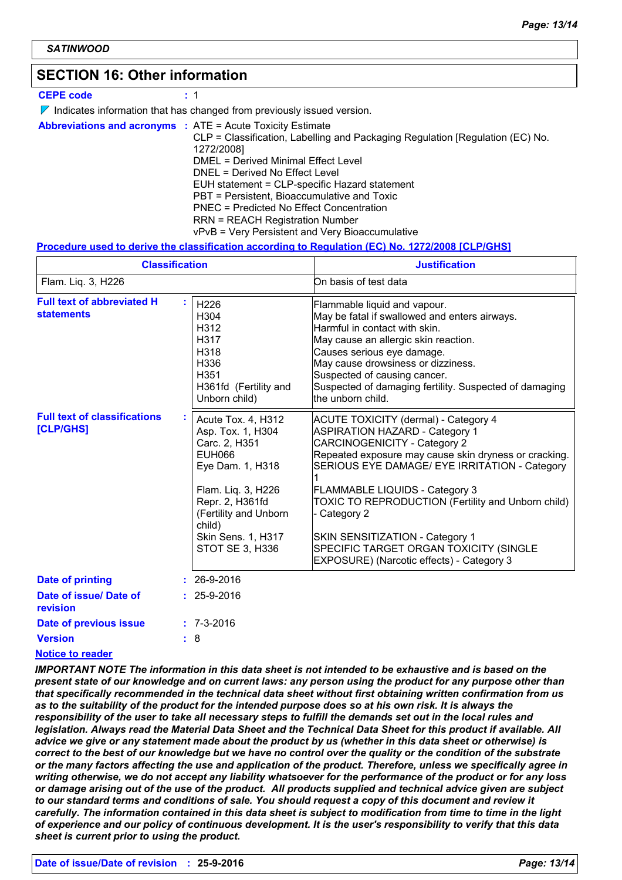SATINWOOD

## SECTION 16: Other information

**CEPE code** : 1

Indicates information that has changed from previously issued version.

**Abbreviations and acronyms** : ATE = Acute Toxicity Estimate
CLP = Classification, Labelling and Packaging Regulation [Regulation (EC) No. 1272/2008]
DMEL = Derived Minimal Effect Level
DNEL = Derived No Effect Level
EUH statement = CLP-specific Hazard statement
PBT = Persistent, Bioaccumulative and Toxic
PNEC = Predicted No Effect Concentration
RRN = REACH Registration Number
vPvB = Very Persistent and Very Bioaccumulative

**Procedure used to derive the classification according to Regulation (EC) No. 1272/2008 [CLP/GHS]**

| Classification | Justification |
|---|---|
| Flam. Liq. 3, H226 | On basis of test data |

**Full text of abbreviated H statements** :

| | |
|---|---|
| H226 | Flammable liquid and vapour. |
| H304 | May be fatal if swallowed and enters airways. |
| H312 | Harmful in contact with skin. |
| H317 | May cause an allergic skin reaction. |
| H318 | Causes serious eye damage. |
| H336 | May cause drowsiness or dizziness. |
| H351 | Suspected of causing cancer. |
| H361fd (Fertility and Unborn child) | Suspected of damaging fertility. Suspected of damaging the unborn child. |

**Full text of classifications [CLP/GHS]** :

| | |
|---|---|
| Acute Tox. 4, H312 | ACUTE TOXICITY (dermal) - Category 4 |
| Asp. Tox. 1, H304 | ASPIRATION HAZARD - Category 1 |
| Carc. 2, H351 | CARCINOGENICITY - Category 2 |
| EUH066 | Repeated exposure may cause skin dryness or cracking. |
| Eye Dam. 1, H318 | SERIOUS EYE DAMAGE/ EYE IRRITATION - Category 1 |
| Flam. Liq. 3, H226 | FLAMMABLE LIQUIDS - Category 3 |
| Repr. 2, H361fd (Fertility and Unborn child) | TOXIC TO REPRODUCTION (Fertility and Unborn child) - Category 2 |
| Skin Sens. 1, H317 | SKIN SENSITIZATION - Category 1 |
| STOT SE 3, H336 | SPECIFIC TARGET ORGAN TOXICITY (SINGLE EXPOSURE) (Narcotic effects) - Category 3 |

**Date of printing** : 26-9-2016

**Date of issue/ Date of revision** : 25-9-2016

**Date of previous issue** : 7-3-2016

**Version** : 8

**Notice to reader**

***IMPORTANT NOTE The information in this data sheet is not intended to be exhaustive and is based on the present state of our knowledge and on current laws: any person using the product for any purpose other than that specifically recommended in the technical data sheet without first obtaining written confirmation from us as to the suitability of the product for the intended purpose does so at his own risk. It is always the responsibility of the user to take all necessary steps to fulfill the demands set out in the local rules and legislation. Always read the Material Data Sheet and the Technical Data Sheet for this product if available. All advice we give or any statement made about the product by us (whether in this data sheet or otherwise) is correct to the best of our knowledge but we have no control over the quality or the condition of the substrate or the many factors affecting the use and application of the product. Therefore, unless we specifically agree in writing otherwise, we do not accept any liability whatsoever for the performance of the product or for any loss or damage arising out of the use of the product. All products supplied and technical advice given are subject to our standard terms and conditions of sale. You should request a copy of this document and review it carefully. The information contained in this data sheet is subject to modification from time to time in the light of experience and our policy of continuous development. It is the user's responsibility to verify that this data sheet is current prior to using the product.***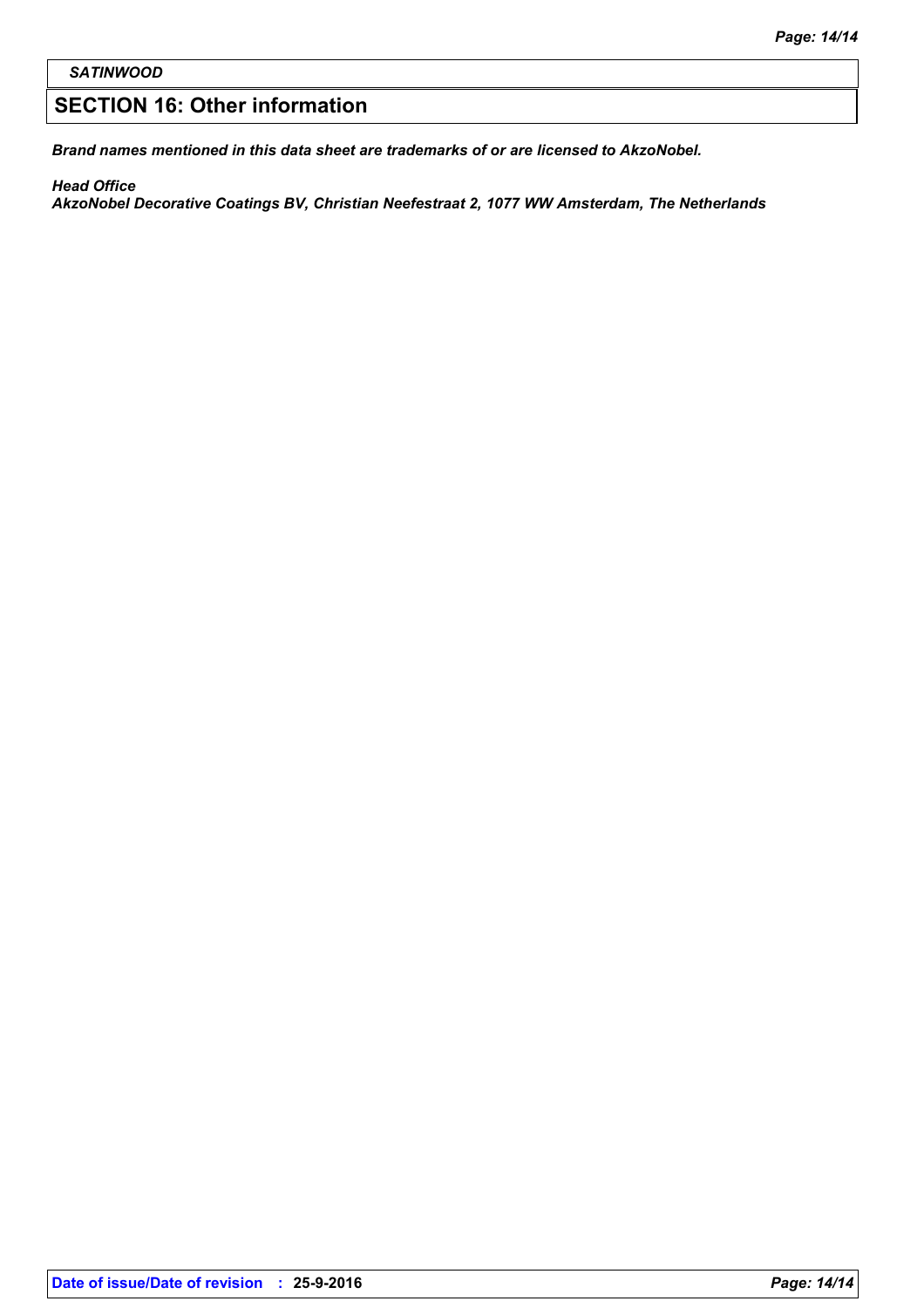## SECTION 16: Other information

***Brand names mentioned in this data sheet are trademarks of or are licensed to AkzoNobel.***

***Head Office***
***AkzoNobel Decorative Coatings BV, Christian Neefestraat 2, 1077 WW Amsterdam, The Netherlands***